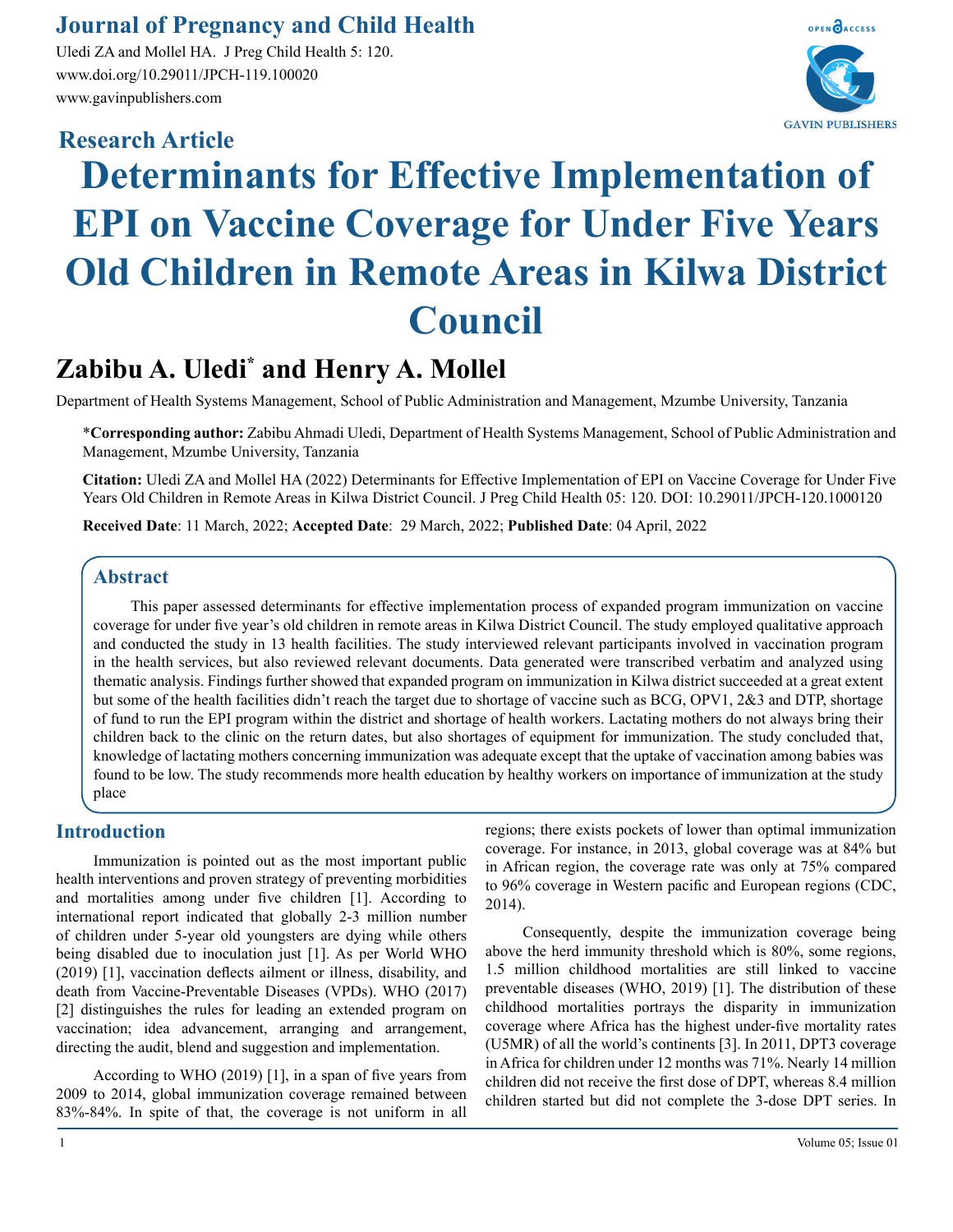# Journal of Pregnancy and Child Health

Uledi ZA and Mollel HA. J Preg Child Health 5: 120.
www.doi.org/10.29011/JPCH-119.100020
www.gavinpublishers.com

## Research Article

# Determinants for Effective Implementation of EPI on Vaccine Coverage for Under Five Years Old Children in Remote Areas in Kilwa District Council

**Zabibu A. Uledi* and Henry A. Mollel**

Department of Health Systems Management, School of Public Administration and Management, Mzumbe University, Tanzania

***Corresponding author:** Zabibu Ahmadi Uledi, Department of Health Systems Management, School of Public Administration and Management, Mzumbe University, Tanzania

**Citation:** Uledi ZA and Mollel HA (2022) Determinants for Effective Implementation of EPI on Vaccine Coverage for Under Five Years Old Children in Remote Areas in Kilwa District Council. J Preg Child Health 05: 120. DOI: 10.29011/JPCH-120.1000120

**Received Date**: 11 March, 2022; **Accepted Date**: 29 March, 2022; **Published Date**: 04 April, 2022

## Abstract

This paper assessed determinants for effective implementation process of expanded program immunization on vaccine coverage for under five year's old children in remote areas in Kilwa District Council. The study employed qualitative approach and conducted the study in 13 health facilities. The study interviewed relevant participants involved in vaccination program in the health services, but also reviewed relevant documents. Data generated were transcribed verbatim and analyzed using thematic analysis. Findings further showed that expanded program on immunization in Kilwa district succeeded at a great extent but some of the health facilities didn't reach the target due to shortage of vaccine such as BCG, OPV1, 2&3 and DTP, shortage of fund to run the EPI program within the district and shortage of health workers. Lactating mothers do not always bring their children back to the clinic on the return dates, but also shortages of equipment for immunization. The study concluded that, knowledge of lactating mothers concerning immunization was adequate except that the uptake of vaccination among babies was found to be low. The study recommends more health education by healthy workers on importance of immunization at the study place

## Introduction

Immunization is pointed out as the most important public health interventions and proven strategy of preventing morbidities and mortalities among under five children [1]. According to international report indicated that globally 2-3 million number of children under 5-year old youngsters are dying while others being disabled due to inoculation just [1]. As per World WHO (2019) [1], vaccination deflects ailment or illness, disability, and death from Vaccine-Preventable Diseases (VPDs). WHO (2017) [2] distinguishes the rules for leading an extended program on vaccination; idea advancement, arranging and arrangement, directing the audit, blend and suggestion and implementation.

According to WHO (2019) [1], in a span of five years from 2009 to 2014, global immunization coverage remained between 83%-84%. In spite of that, the coverage is not uniform in all regions; there exists pockets of lower than optimal immunization coverage. For instance, in 2013, global coverage was at 84% but in African region, the coverage rate was only at 75% compared to 96% coverage in Western pacific and European regions (CDC, 2014).

Consequently, despite the immunization coverage being above the herd immunity threshold which is 80%, some regions, 1.5 million childhood mortalities are still linked to vaccine preventable diseases (WHO, 2019) [1]. The distribution of these childhood mortalities portrays the disparity in immunization coverage where Africa has the highest under-five mortality rates (U5MR) of all the world's continents [3]. In 2011, DPT3 coverage in Africa for children under 12 months was 71%. Nearly 14 million children did not receive the first dose of DPT, whereas 8.4 million children started but did not complete the 3-dose DPT series. In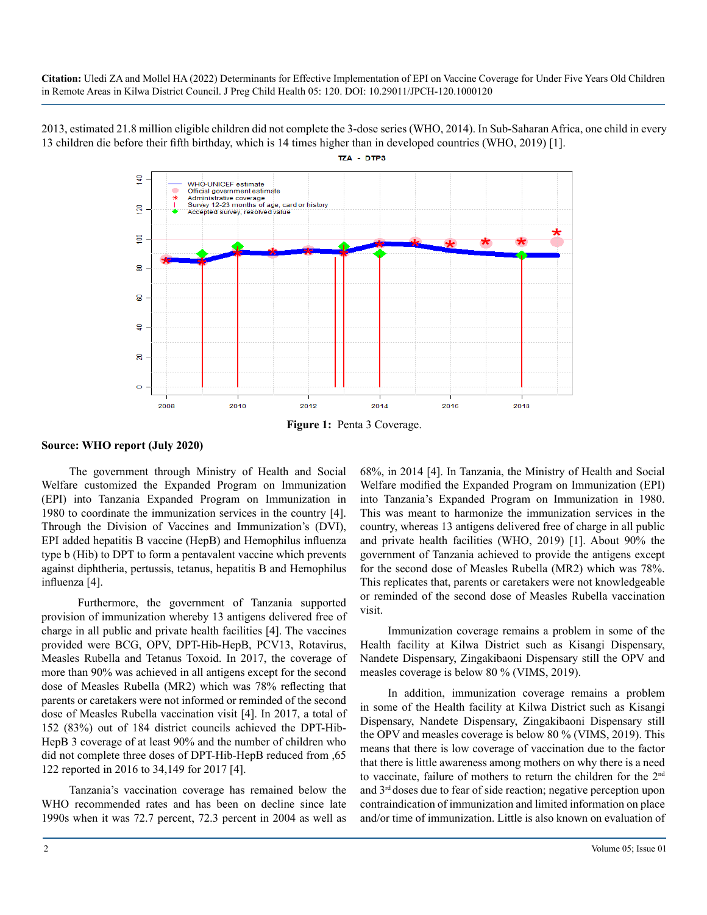2013, estimated 21.8 million eligible children did not complete the 3-dose series (WHO, 2014). In Sub-Saharan Africa, one child in every 13 children die before their fifth birthday, which is 14 times higher than in developed countries (WHO, 2019) [1].

**Figure 1:** Penta 3 Coverage.

**Source: WHO report (July 2020)**

The government through Ministry of Health and Social Welfare customized the Expanded Program on Immunization (EPI) into Tanzania Expanded Program on Immunization in 1980 to coordinate the immunization services in the country [4]. Through the Division of Vaccines and Immunization's (DVI), EPI added hepatitis B vaccine (HepB) and Hemophilus influenza type b (Hib) to DPT to form a pentavalent vaccine which prevents against diphtheria, pertussis, tetanus, hepatitis B and Hemophilus influenza [4].

Furthermore, the government of Tanzania supported provision of immunization whereby 13 antigens delivered free of charge in all public and private health facilities [4]. The vaccines provided were BCG, OPV, DPT-Hib-HepB, PCV13, Rotavirus, Measles Rubella and Tetanus Toxoid. In 2017, the coverage of more than 90% was achieved in all antigens except for the second dose of Measles Rubella (MR2) which was 78% reflecting that parents or caretakers were not informed or reminded of the second dose of Measles Rubella vaccination visit [4]. In 2017, a total of 152 (83%) out of 184 district councils achieved the DPT-Hib-HepB 3 coverage of at least 90% and the number of children who did not complete three doses of DPT-Hib-HepB reduced from ,65 122 reported in 2016 to 34,149 for 2017 [4].

Tanzania's vaccination coverage has remained below the WHO recommended rates and has been on decline since late 1990s when it was 72.7 percent, 72.3 percent in 2004 as well as 68%, in 2014 [4]. In Tanzania, the Ministry of Health and Social Welfare modified the Expanded Program on Immunization (EPI) into Tanzania's Expanded Program on Immunization in 1980. This was meant to harmonize the immunization services in the country, whereas 13 antigens delivered free of charge in all public and private health facilities (WHO, 2019) [1]. About 90% the government of Tanzania achieved to provide the antigens except for the second dose of Measles Rubella (MR2) which was 78%. This replicates that, parents or caretakers were not knowledgeable or reminded of the second dose of Measles Rubella vaccination visit.

Immunization coverage remains a problem in some of the Health facility at Kilwa District such as Kisangi Dispensary, Nandete Dispensary, Zingakibaoni Dispensary still the OPV and measles coverage is below 80 % (VIMS, 2019).

In addition, immunization coverage remains a problem in some of the Health facility at Kilwa District such as Kisangi Dispensary, Nandete Dispensary, Zingakibaoni Dispensary still the OPV and measles coverage is below 80 % (VIMS, 2019). This means that there is low coverage of vaccination due to the factor that there is little awareness among mothers on why there is a need to vaccinate, failure of mothers to return the children for the 2nd and 3rd doses due to fear of side reaction; negative perception upon contraindication of immunization and limited information on place and/or time of immunization. Little is also known on evaluation of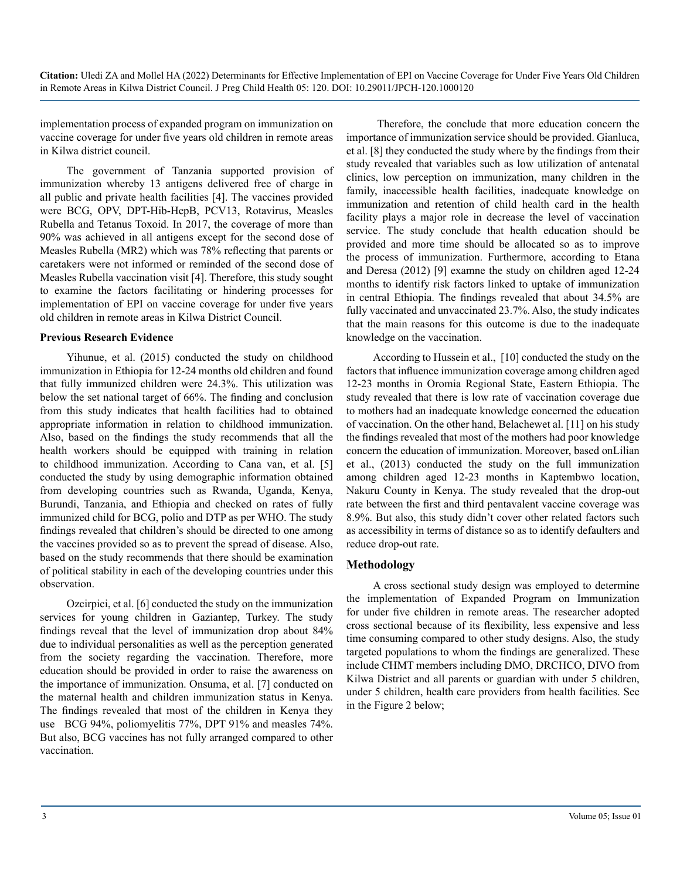implementation process of expanded program on immunization on vaccine coverage for under five years old children in remote areas in Kilwa district council.

The government of Tanzania supported provision of immunization whereby 13 antigens delivered free of charge in all public and private health facilities [4]. The vaccines provided were BCG, OPV, DPT-Hib-HepB, PCV13, Rotavirus, Measles Rubella and Tetanus Toxoid. In 2017, the coverage of more than 90% was achieved in all antigens except for the second dose of Measles Rubella (MR2) which was 78% reflecting that parents or caretakers were not informed or reminded of the second dose of Measles Rubella vaccination visit [4]. Therefore, this study sought to examine the factors facilitating or hindering processes for implementation of EPI on vaccine coverage for under five years old children in remote areas in Kilwa District Council.

### Previous Research Evidence

Yihunue, et al. (2015) conducted the study on childhood immunization in Ethiopia for 12-24 months old children and found that fully immunized children were 24.3%. This utilization was below the set national target of 66%. The finding and conclusion from this study indicates that health facilities had to obtained appropriate information in relation to childhood immunization. Also, based on the findings the study recommends that all the health workers should be equipped with training in relation to childhood immunization. According to Cana van, et al. [5] conducted the study by using demographic information obtained from developing countries such as Rwanda, Uganda, Kenya, Burundi, Tanzania, and Ethiopia and checked on rates of fully immunized child for BCG, polio and DTP as per WHO. The study findings revealed that children's should be directed to one among the vaccines provided so as to prevent the spread of disease. Also, based on the study recommends that there should be examination of political stability in each of the developing countries under this observation.

Ozcirpici, et al. [6] conducted the study on the immunization services for young children in Gaziantep, Turkey. The study findings reveal that the level of immunization drop about 84% due to individual personalities as well as the perception generated from the society regarding the vaccination. Therefore, more education should be provided in order to raise the awareness on the importance of immunization. Onsuma, et al. [7] conducted on the maternal health and children immunization status in Kenya. The findings revealed that most of the children in Kenya they use BCG 94%, poliomyelitis 77%, DPT 91% and measles 74%. But also, BCG vaccines has not fully arranged compared to other vaccination.

Therefore, the conclude that more education concern the importance of immunization service should be provided. Gianluca, et al. [8] they conducted the study where by the findings from their study revealed that variables such as low utilization of antenatal clinics, low perception on immunization, many children in the family, inaccessible health facilities, inadequate knowledge on immunization and retention of child health card in the health facility plays a major role in decrease the level of vaccination service. The study conclude that health education should be provided and more time should be allocated so as to improve the process of immunization. Furthermore, according to Etana and Deresa (2012) [9] examne the study on children aged 12-24 months to identify risk factors linked to uptake of immunization in central Ethiopia. The findings revealed that about 34.5% are fully vaccinated and unvaccinated 23.7%. Also, the study indicates that the main reasons for this outcome is due to the inadequate knowledge on the vaccination.

According to Hussein et al., [10] conducted the study on the factors that influence immunization coverage among children aged 12-23 months in Oromia Regional State, Eastern Ethiopia. The study revealed that there is low rate of vaccination coverage due to mothers had an inadequate knowledge concerned the education of vaccination. On the other hand, Belachewet al. [11] on his study the findings revealed that most of the mothers had poor knowledge concern the education of immunization. Moreover, based onLilian et al., (2013) conducted the study on the full immunization among children aged 12-23 months in Kaptembwo location, Nakuru County in Kenya. The study revealed that the drop-out rate between the first and third pentavalent vaccine coverage was 8.9%. But also, this study didn't cover other related factors such as accessibility in terms of distance so as to identify defaulters and reduce drop-out rate.

## Methodology

A cross sectional study design was employed to determine the implementation of Expanded Program on Immunization for under five children in remote areas. The researcher adopted cross sectional because of its flexibility, less expensive and less time consuming compared to other study designs. Also, the study targeted populations to whom the findings are generalized. These include CHMT members including DMO, DRCHCO, DIVO from Kilwa District and all parents or guardian with under 5 children, under 5 children, health care providers from health facilities. See in the Figure 2 below;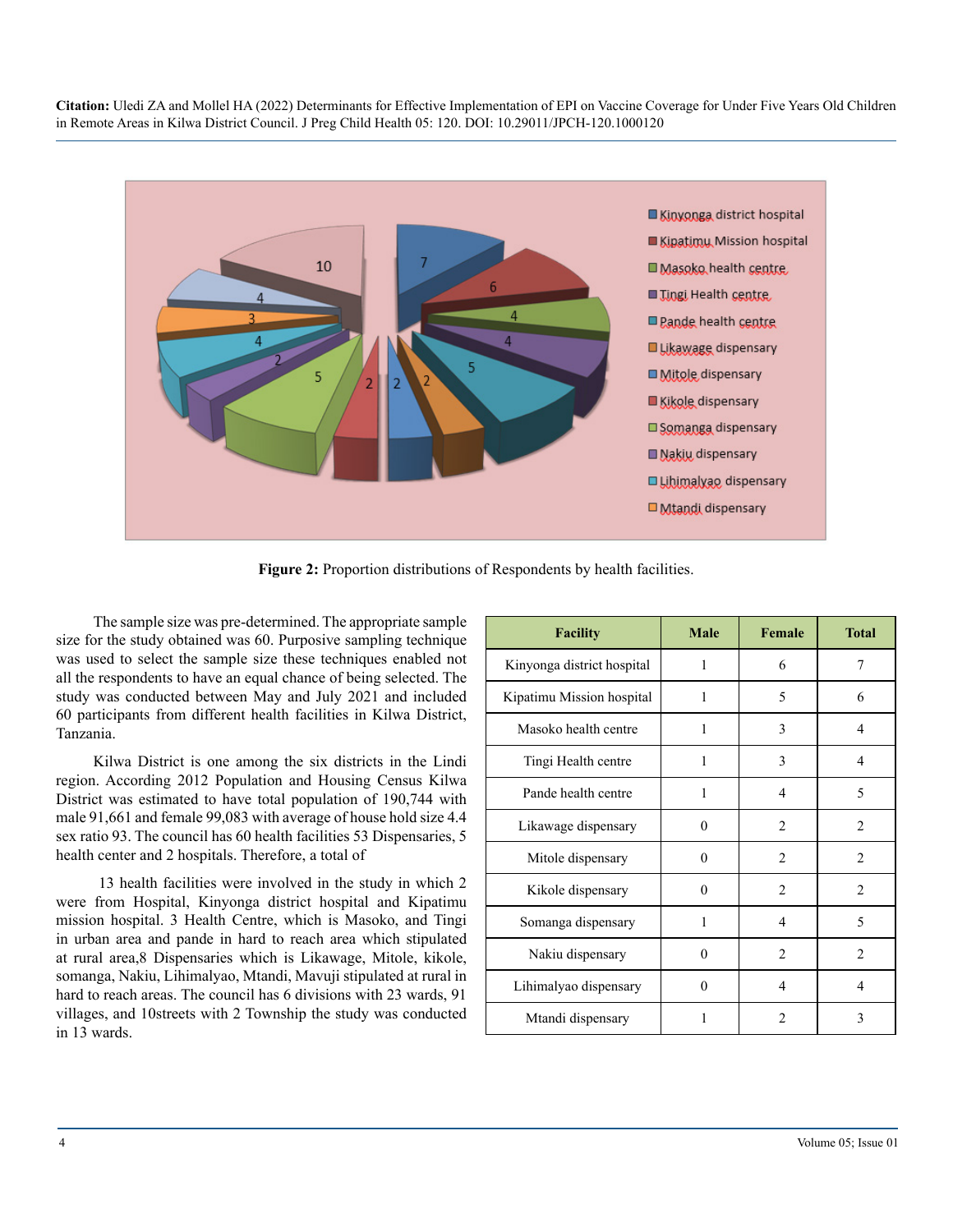Figure 2: Proportion distributions of Respondents by health facilities.

The sample size was pre-determined. The appropriate sample size for the study obtained was 60. Purposive sampling technique was used to select the sample size these techniques enabled not all the respondents to have an equal chance of being selected. The study was conducted between May and July 2021 and included 60 participants from different health facilities in Kilwa District, Tanzania.

Kilwa District is one among the six districts in the Lindi region. According 2012 Population and Housing Census Kilwa District was estimated to have total population of 190,744 with male 91,661 and female 99,083 with average of house hold size 4.4 sex ratio 93. The council has 60 health facilities 53 Dispensaries, 5 health center and 2 hospitals. Therefore, a total of

13 health facilities were involved in the study in which 2 were from Hospital, Kinyonga district hospital and Kipatimu mission hospital. 3 Health Centre, which is Masoko, and Tingi in urban area and pande in hard to reach area which stipulated at rural area,8 Dispensaries which is Likawage, Mitole, kikole, somanga, Nakiu, Lihimalyao, Mtandi, Mavuji stipulated at rural in hard to reach areas. The council has 6 divisions with 23 wards, 91 villages, and 10streets with 2 Township the study was conducted in 13 wards.

| Facility | Male | Female | Total |
|---|---|---|---|
| Kinyonga district hospital | 1 | 6 | 7 |
| Kipatimu Mission hospital | 1 | 5 | 6 |
| Masoko health centre | 1 | 3 | 4 |
| Tingi Health centre | 1 | 3 | 4 |
| Pande health centre | 1 | 4 | 5 |
| Likawage dispensary | 0 | 2 | 2 |
| Mitole dispensary | 0 | 2 | 2 |
| Kikole dispensary | 0 | 2 | 2 |
| Somanga dispensary | 1 | 4 | 5 |
| Nakiu dispensary | 0 | 2 | 2 |
| Lihimalyao dispensary | 0 | 4 | 4 |
| Mtandi dispensary | 1 | 2 | 3 |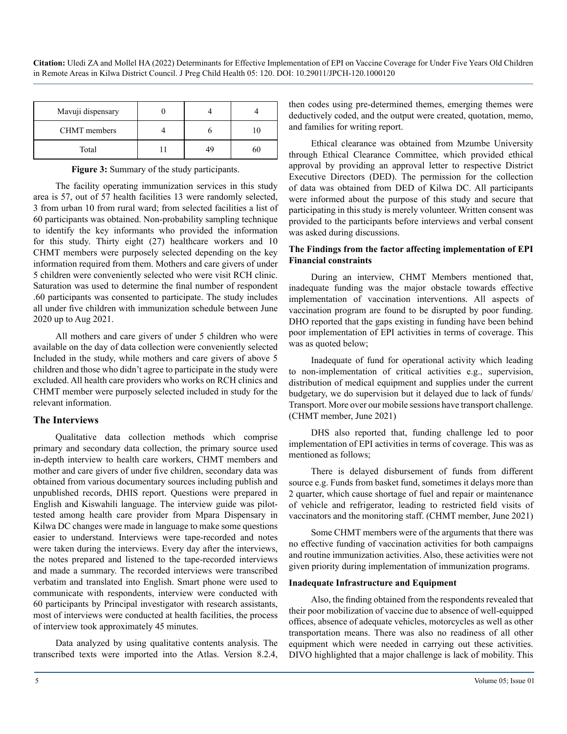| Mavuji dispensary | 0 | 4 | 4 |
|---|---|---|---|
| CHMT members | 4 | 6 | 10 |
| Total | 11 | 49 | 60 |

**Figure 3:** Summary of the study participants.

The facility operating immunization services in this study area is 57, out of 57 health facilities 13 were randomly selected, 3 from urban 10 from rural ward; from selected facilities a list of 60 participants was obtained. Non-probability sampling technique to identify the key informants who provided the information for this study. Thirty eight (27) healthcare workers and 10 CHMT members were purposely selected depending on the key information required from them. Mothers and care givers of under 5 children were conveniently selected who were visit RCH clinic. Saturation was used to determine the final number of respondent .60 participants was consented to participate. The study includes all under five children with immunization schedule between June 2020 up to Aug 2021.

All mothers and care givers of under 5 children who were available on the day of data collection were conveniently selected Included in the study, while mothers and care givers of above 5 children and those who didn't agree to participate in the study were excluded. All health care providers who works on RCH clinics and CHMT member were purposely selected included in study for the relevant information.

## The Interviews

Qualitative data collection methods which comprise primary and secondary data collection, the primary source used in-depth interview to health care workers, CHMT members and mother and care givers of under five children, secondary data was obtained from various documentary sources including publish and unpublished records, DHIS report. Questions were prepared in English and Kiswahili language. The interview guide was pilot-tested among health care provider from Mpara Dispensary in Kilwa DC changes were made in language to make some questions easier to understand. Interviews were tape-recorded and notes were taken during the interviews. Every day after the interviews, the notes prepared and listened to the tape-recorded interviews and made a summary. The recorded interviews were transcribed verbatim and translated into English. Smart phone were used to communicate with respondents, interview were conducted with 60 participants by Principal investigator with research assistants, most of interviews were conducted at health facilities, the process of interview took approximately 45 minutes.

Data analyzed by using qualitative contents analysis. The transcribed texts were imported into the Atlas. Version 8.2.4, then codes using pre-determined themes, emerging themes were deductively coded, and the output were created, quotation, memo, and families for writing report.

Ethical clearance was obtained from Mzumbe University through Ethical Clearance Committee, which provided ethical approval by providing an approval letter to respective District Executive Directors (DED). The permission for the collection of data was obtained from DED of Kilwa DC. All participants were informed about the purpose of this study and secure that participating in this study is merely volunteer. Written consent was provided to the participants before interviews and verbal consent was asked during discussions.

**The Findings from the factor affecting implementation of EPI Financial constraints**

During an interview, CHMT Members mentioned that, inadequate funding was the major obstacle towards effective implementation of vaccination interventions. All aspects of vaccination program are found to be disrupted by poor funding. DHO reported that the gaps existing in funding have been behind poor implementation of EPI activities in terms of coverage. This was as quoted below;

Inadequate of fund for operational activity which leading to non-implementation of critical activities e.g., supervision, distribution of medical equipment and supplies under the current budgetary, we do supervision but it delayed due to lack of funds/ Transport. More over our mobile sessions have transport challenge. (CHMT member, June 2021)

DHS also reported that, funding challenge led to poor implementation of EPI activities in terms of coverage. This was as mentioned as follows;

There is delayed disbursement of funds from different source e.g. Funds from basket fund, sometimes it delays more than 2 quarter, which cause shortage of fuel and repair or maintenance of vehicle and refrigerator, leading to restricted field visits of vaccinators and the monitoring staff. (CHMT member, June 2021)

Some CHMT members were of the arguments that there was no effective funding of vaccination activities for both campaigns and routine immunization activities. Also, these activities were not given priority during implementation of immunization programs.

**Inadequate Infrastructure and Equipment**

Also, the finding obtained from the respondents revealed that their poor mobilization of vaccine due to absence of well-equipped offices, absence of adequate vehicles, motorcycles as well as other transportation means. There was also no readiness of all other equipment which were needed in carrying out these activities. DIVO highlighted that a major challenge is lack of mobility. This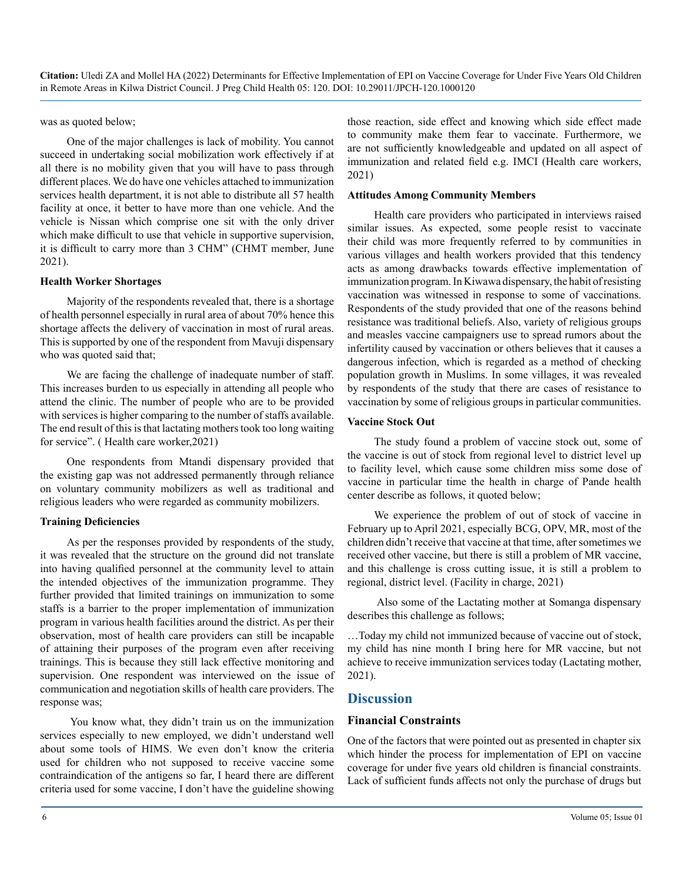was as quoted below;

One of the major challenges is lack of mobility. You cannot succeed in undertaking social mobilization work effectively if at all there is no mobility given that you will have to pass through different places. We do have one vehicles attached to immunization services health department, it is not able to distribute all 57 health facility at once, it better to have more than one vehicle. And the vehicle is Nissan which comprise one sit with the only driver which make difficult to use that vehicle in supportive supervision, it is difficult to carry more than 3 CHM" (CHMT member, June 2021).

**Health Worker Shortages**

Majority of the respondents revealed that, there is a shortage of health personnel especially in rural area of about 70% hence this shortage affects the delivery of vaccination in most of rural areas. This is supported by one of the respondent from Mavuji dispensary who was quoted said that;

We are facing the challenge of inadequate number of staff. This increases burden to us especially in attending all people who attend the clinic. The number of people who are to be provided with services is higher comparing to the number of staffs available. The end result of this is that lactating mothers took too long waiting for service". ( Health care worker,2021)

One respondents from Mtandi dispensary provided that the existing gap was not addressed permanently through reliance on voluntary community mobilizers as well as traditional and religious leaders who were regarded as community mobilizers.

**Training Deficiencies**

As per the responses provided by respondents of the study, it was revealed that the structure on the ground did not translate into having qualified personnel at the community level to attain the intended objectives of the immunization programme. They further provided that limited trainings on immunization to some staffs is a barrier to the proper implementation of immunization program in various health facilities around the district. As per their observation, most of health care providers can still be incapable of attaining their purposes of the program even after receiving trainings. This is because they still lack effective monitoring and supervision. One respondent was interviewed on the issue of communication and negotiation skills of health care providers. The response was;

You know what, they didn't train us on the immunization services especially to new employed, we didn't understand well about some tools of HIMS. We even don't know the criteria used for children who not supposed to receive vaccine some contraindication of the antigens so far, I heard there are different criteria used for some vaccine, I don't have the guideline showing those reaction, side effect and knowing which side effect made to community make them fear to vaccinate. Furthermore, we are not sufficiently knowledgeable and updated on all aspect of immunization and related field e.g. IMCI (Health care workers, 2021)

**Attitudes Among Community Members**

Health care providers who participated in interviews raised similar issues. As expected, some people resist to vaccinate their child was more frequently referred to by communities in various villages and health workers provided that this tendency acts as among drawbacks towards effective implementation of immunization program. In Kiwawa dispensary, the habit of resisting vaccination was witnessed in response to some of vaccinations. Respondents of the study provided that one of the reasons behind resistance was traditional beliefs. Also, variety of religious groups and measles vaccine campaigners use to spread rumors about the infertility caused by vaccination or others believes that it causes a dangerous infection, which is regarded as a method of checking population growth in Muslims. In some villages, it was revealed by respondents of the study that there are cases of resistance to vaccination by some of religious groups in particular communities.

**Vaccine Stock Out**

The study found a problem of vaccine stock out, some of the vaccine is out of stock from regional level to district level up to facility level, which cause some children miss some dose of vaccine in particular time the health in charge of Pande health center describe as follows, it quoted below;

We experience the problem of out of stock of vaccine in February up to April 2021, especially BCG, OPV, MR, most of the children didn't receive that vaccine at that time, after sometimes we received other vaccine, but there is still a problem of MR vaccine, and this challenge is cross cutting issue, it is still a problem to regional, district level. (Facility in charge, 2021)

Also some of the Lactating mother at Somanga dispensary describes this challenge as follows;

…Today my child not immunized because of vaccine out of stock, my child has nine month I bring here for MR vaccine, but not achieve to receive immunization services today (Lactating mother, 2021).

## Discussion

### Financial Constraints

One of the factors that were pointed out as presented in chapter six which hinder the process for implementation of EPI on vaccine coverage for under five years old children is financial constraints. Lack of sufficient funds affects not only the purchase of drugs but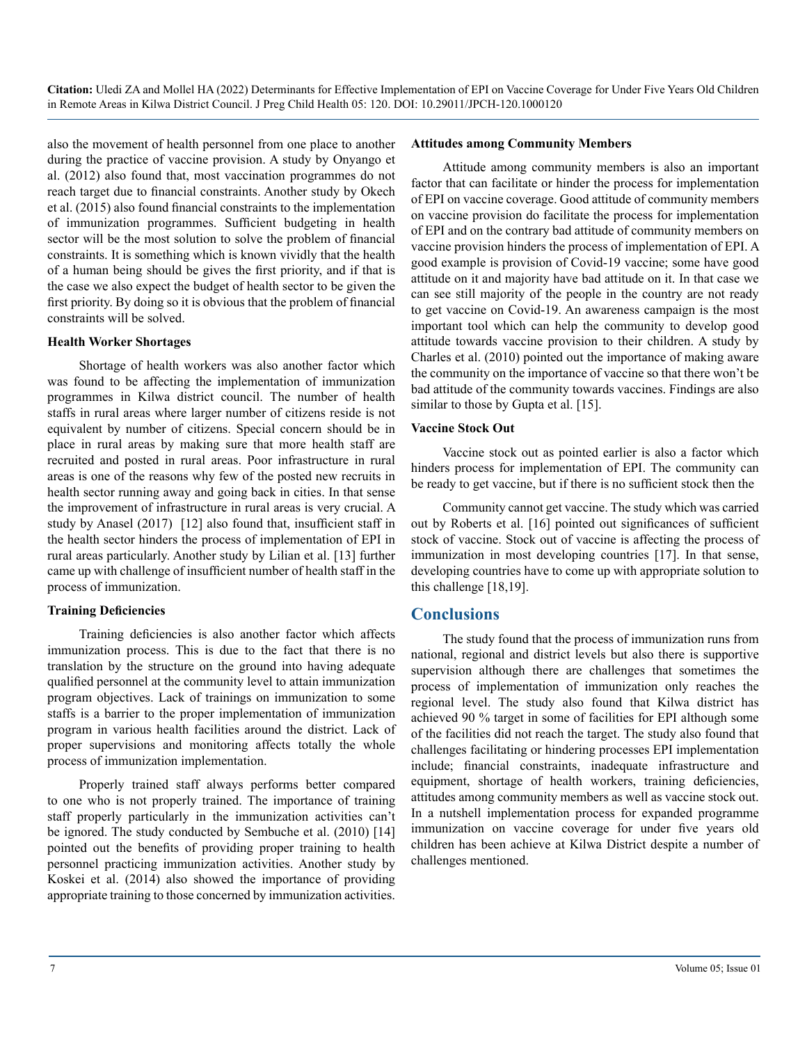also the movement of health personnel from one place to another during the practice of vaccine provision. A study by Onyango et al. (2012) also found that, most vaccination programmes do not reach target due to financial constraints. Another study by Okech et al. (2015) also found financial constraints to the implementation of immunization programmes. Sufficient budgeting in health sector will be the most solution to solve the problem of financial constraints. It is something which is known vividly that the health of a human being should be gives the first priority, and if that is the case we also expect the budget of health sector to be given the first priority. By doing so it is obvious that the problem of financial constraints will be solved.

**Health Worker Shortages**

Shortage of health workers was also another factor which was found to be affecting the implementation of immunization programmes in Kilwa district council. The number of health staffs in rural areas where larger number of citizens reside is not equivalent by number of citizens. Special concern should be in place in rural areas by making sure that more health staff are recruited and posted in rural areas. Poor infrastructure in rural areas is one of the reasons why few of the posted new recruits in health sector running away and going back in cities. In that sense the improvement of infrastructure in rural areas is very crucial. A study by Anasel (2017) [12] also found that, insufficient staff in the health sector hinders the process of implementation of EPI in rural areas particularly. Another study by Lilian et al. [13] further came up with challenge of insufficient number of health staff in the process of immunization.

**Training Deficiencies**

Training deficiencies is also another factor which affects immunization process. This is due to the fact that there is no translation by the structure on the ground into having adequate qualified personnel at the community level to attain immunization program objectives. Lack of trainings on immunization to some staffs is a barrier to the proper implementation of immunization program in various health facilities around the district. Lack of proper supervisions and monitoring affects totally the whole process of immunization implementation.

Properly trained staff always performs better compared to one who is not properly trained. The importance of training staff properly particularly in the immunization activities can't be ignored. The study conducted by Sembuche et al. (2010) [14] pointed out the benefits of providing proper training to health personnel practicing immunization activities. Another study by Koskei et al. (2014) also showed the importance of providing appropriate training to those concerned by immunization activities.

**Attitudes among Community Members**

Attitude among community members is also an important factor that can facilitate or hinder the process for implementation of EPI on vaccine coverage. Good attitude of community members on vaccine provision do facilitate the process for implementation of EPI and on the contrary bad attitude of community members on vaccine provision hinders the process of implementation of EPI. A good example is provision of Covid-19 vaccine; some have good attitude on it and majority have bad attitude on it. In that case we can see still majority of the people in the country are not ready to get vaccine on Covid-19. An awareness campaign is the most important tool which can help the community to develop good attitude towards vaccine provision to their children. A study by Charles et al. (2010) pointed out the importance of making aware the community on the importance of vaccine so that there won't be bad attitude of the community towards vaccines. Findings are also similar to those by Gupta et al. [15].

**Vaccine Stock Out**

Vaccine stock out as pointed earlier is also a factor which hinders process for implementation of EPI. The community can be ready to get vaccine, but if there is no sufficient stock then the

Community cannot get vaccine. The study which was carried out by Roberts et al. [16] pointed out significances of sufficient stock of vaccine. Stock out of vaccine is affecting the process of immunization in most developing countries [17]. In that sense, developing countries have to come up with appropriate solution to this challenge [18,19].

## Conclusions

The study found that the process of immunization runs from national, regional and district levels but also there is supportive supervision although there are challenges that sometimes the process of implementation of immunization only reaches the regional level. The study also found that Kilwa district has achieved 90 % target in some of facilities for EPI although some of the facilities did not reach the target. The study also found that challenges facilitating or hindering processes EPI implementation include; financial constraints, inadequate infrastructure and equipment, shortage of health workers, training deficiencies, attitudes among community members as well as vaccine stock out. In a nutshell implementation process for expanded programme immunization on vaccine coverage for under five years old children has been achieve at Kilwa District despite a number of challenges mentioned.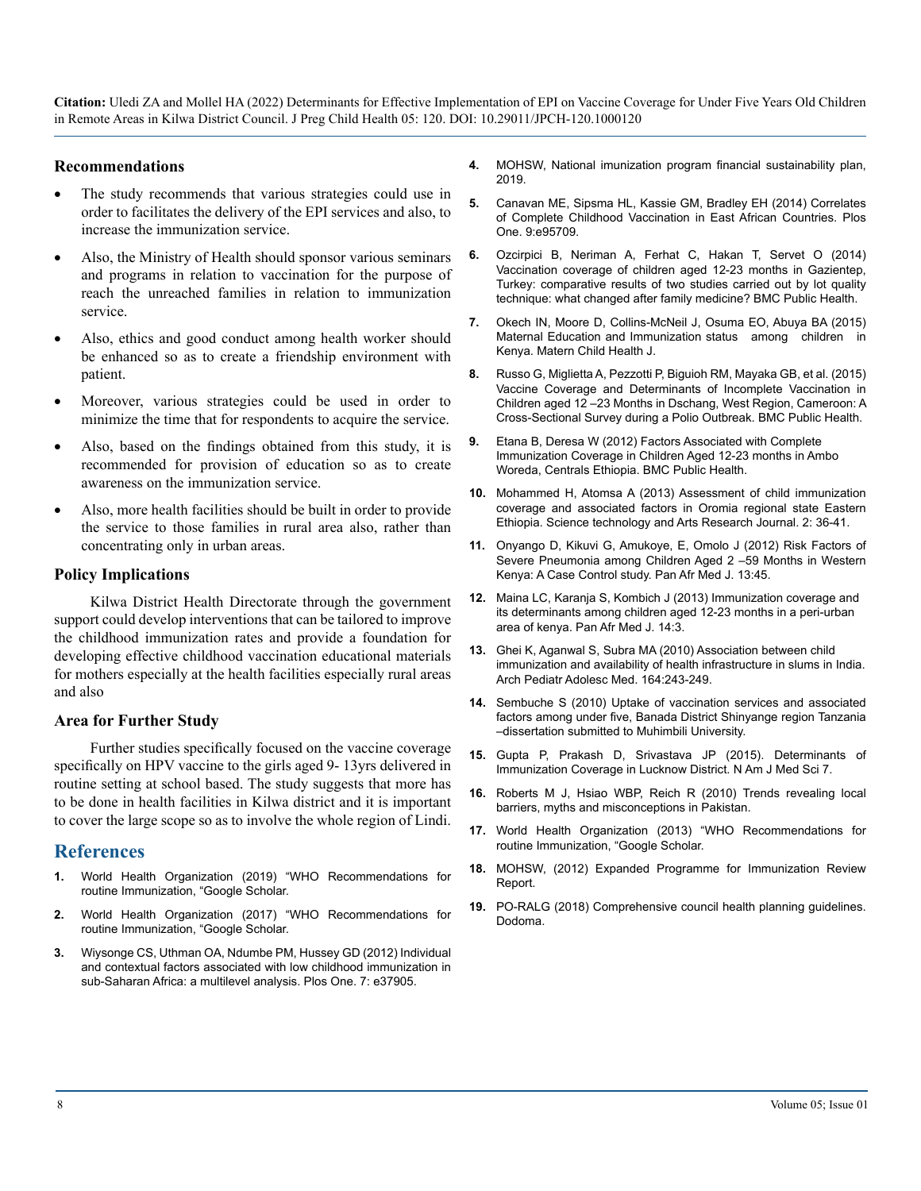## Recommendations

- The study recommends that various strategies could use in order to facilitates the delivery of the EPI services and also, to increase the immunization service.
- Also, the Ministry of Health should sponsor various seminars and programs in relation to vaccination for the purpose of reach the unreached families in relation to immunization service.
- Also, ethics and good conduct among health worker should be enhanced so as to create a friendship environment with patient.
- Moreover, various strategies could be used in order to minimize the time that for respondents to acquire the service.
- Also, based on the findings obtained from this study, it is recommended for provision of education so as to create awareness on the immunization service.
- Also, more health facilities should be built in order to provide the service to those families in rural area also, rather than concentrating only in urban areas.

## Policy Implications

Kilwa District Health Directorate through the government support could develop interventions that can be tailored to improve the childhood immunization rates and provide a foundation for developing effective childhood vaccination educational materials for mothers especially at the health facilities especially rural areas and also

## Area for Further Study

Further studies specifically focused on the vaccine coverage specifically on HPV vaccine to the girls aged 9- 13yrs delivered in routine setting at school based. The study suggests that more has to be done in health facilities in Kilwa district and it is important to cover the large scope so as to involve the whole region of Lindi.

## References

1. World Health Organization (2019) "WHO Recommendations for routine Immunization, "Google Scholar.
2. World Health Organization (2017) "WHO Recommendations for routine Immunization, "Google Scholar.
3. Wiysonge CS, Uthman OA, Ndumbe PM, Hussey GD (2012) Individual and contextual factors associated with low childhood immunization in sub-Saharan Africa: a multilevel analysis. Plos One. 7: e37905.
4. MOHSW, National imunization program financial sustainability plan, 2019.
5. Canavan ME, Sipsma HL, Kassie GM, Bradley EH (2014) Correlates of Complete Childhood Vaccination in East African Countries. Plos One. 9:e95709.
6. Ozcirpici B, Neriman A, Ferhat C, Hakan T, Servet O (2014) Vaccination coverage of children aged 12-23 months in Gazientep, Turkey: comparative results of two studies carried out by lot quality technique: what changed after family medicine? BMC Public Health.
7. Okech IN, Moore D, Collins-McNeil J, Osuma EO, Abuya BA (2015) Maternal Education and Immunization status among children in Kenya. Matern Child Health J.
8. Russo G, Miglietta A, Pezzotti P, Biguioh RM, Mayaka GB, et al. (2015) Vaccine Coverage and Determinants of Incomplete Vaccination in Children aged 12 –23 Months in Dschang, West Region, Cameroon: A Cross-Sectional Survey during a Polio Outbreak. BMC Public Health.
9. Etana B, Deresa W (2012) Factors Associated with Complete Immunization Coverage in Children Aged 12-23 months in Ambo Woreda, Centrals Ethiopia. BMC Public Health.
10. Mohammed H, Atomsa A (2013) Assessment of child immunization coverage and associated factors in Oromia regional state Eastern Ethiopia. Science technology and Arts Research Journal. 2: 36-41.
11. Onyango D, Kikuvi G, Amukoye, E, Omolo J (2012) Risk Factors of Severe Pneumonia among Children Aged 2 –59 Months in Western Kenya: A Case Control study. Pan Afr Med J. 13:45.
12. Maina LC, Karanja S, Kombich J (2013) Immunization coverage and its determinants among children aged 12-23 months in a peri-urban area of kenya. Pan Afr Med J. 14:3.
13. Ghei K, Aganwal S, Subra MA (2010) Association between child immunization and availability of health infrastructure in slums in India. Arch Pediatr Adolesc Med. 164:243-249.
14. Sembuche S (2010) Uptake of vaccination services and associated factors among under five, Banada District Shinyange region Tanzania –dissertation submitted to Muhimbili University.
15. Gupta P, Prakash D, Srivastava JP (2015). Determinants of Immunization Coverage in Lucknow District. N Am J Med Sci 7.
16. Roberts M J, Hsiao WBP, Reich R (2010) Trends revealing local barriers, myths and misconceptions in Pakistan.
17. World Health Organization (2013) "WHO Recommendations for routine Immunization, "Google Scholar.
18. MOHSW, (2012) Expanded Programme for Immunization Review Report.
19. PO-RALG (2018) Comprehensive council health planning guidelines. Dodoma.